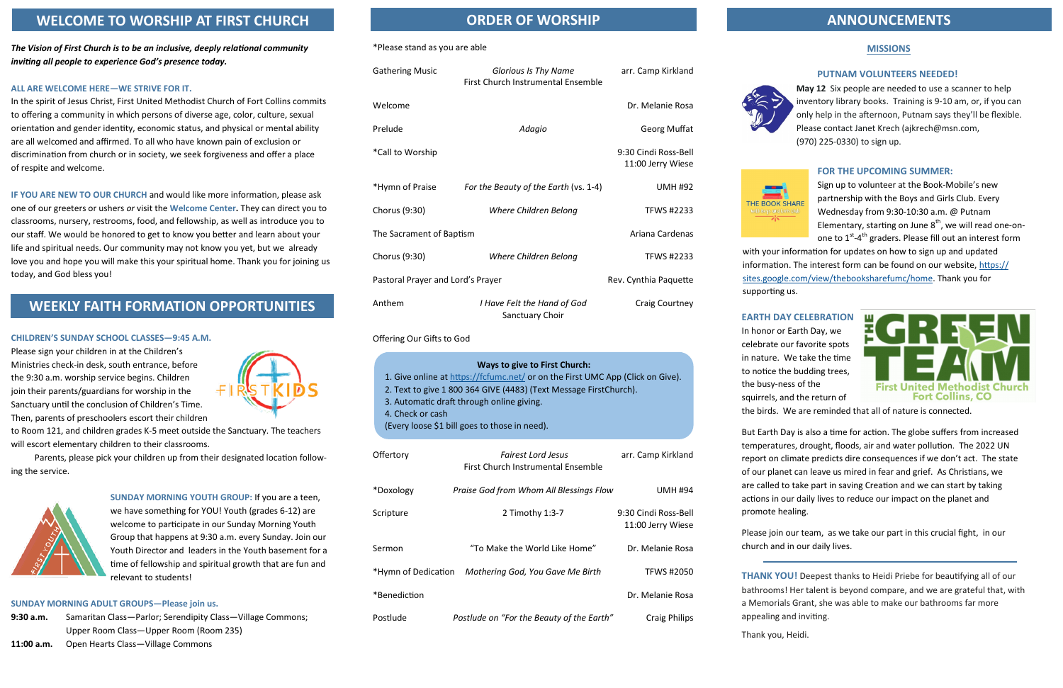# WELCOME TO WORSHIP AT FIRST CHURCH

***The Vision of First Church is to be an inclusive, deeply relational community inviting all people to experience God's presence today.***

**ALL ARE WELCOME HERE—WE STRIVE FOR IT.**

In the spirit of Jesus Christ, First United Methodist Church of Fort Collins commits to offering a community in which persons of diverse age, color, culture, sexual orientation and gender identity, economic status, and physical or mental ability are all welcomed and affirmed. To all who have known pain of exclusion or discrimination from church or in society, we seek forgiveness and offer a place of respite and welcome.

**IF YOU ARE NEW TO OUR CHURCH** and would like more information, please ask one of our greeters or ushers *or* visit the **Welcome Center**. They can direct you to classrooms, nursery, restrooms, food, and fellowship, as well as introduce you to our staff. We would be honored to get to know you better and learn about your life and spiritual needs. Our community may not know you yet, but we already love you and hope you will make this your spiritual home. Thank you for joining us today, and God bless you!

# WEEKLY FAITH FORMATION OPPORTUNITIES

**CHILDREN'S SUNDAY SCHOOL CLASSES—9:45 A.M.**

Please sign your children in at the Children's Ministries check-in desk, south entrance, before the 9:30 a.m. worship service begins. Children join their parents/guardians for worship in the Sanctuary until the conclusion of Children's Time. Then, parents of preschoolers escort their children to Room 121, and children grades K-5 meet outside the Sanctuary. The teachers will escort elementary children to their classrooms.

Parents, please pick your children up from their designated location following the service.

**SUNDAY MORNING YOUTH GROUP:** If you are a teen, we have something for YOU! Youth (grades 6-12) are welcome to participate in our Sunday Morning Youth Group that happens at 9:30 a.m. every Sunday. Join our Youth Director and leaders in the Youth basement for a time of fellowship and spiritual growth that are fun and relevant to students!

**SUNDAY MORNING ADULT GROUPS—Please join us.**

**9:30 a.m.** Samaritan Class—Parlor; Serendipity Class—Village Commons; Upper Room Class—Upper Room (Room 235)

**11:00 a.m.** Open Hearts Class—Village Commons

# ORDER OF WORSHIP

*Please stand as you are able

| | | |
|---|---|---|
| Gathering Music | *Glorious Is Thy Name* First Church Instrumental Ensemble | arr. Camp Kirkland |
| Welcome | | Dr. Melanie Rosa |
| Prelude | *Adagio* | Georg Muffat |
| *Call to Worship | | 9:30 Cindi Ross-Bell 11:00 Jerry Wiese |
| *Hymn of Praise | *For the Beauty of the Earth* (vs. 1-4) | UMH #92 |
| Chorus (9:30) | *Where Children Belong* | TFWS #2233 |
| The Sacrament of Baptism | | Ariana Cardenas |
| Chorus (9:30) | *Where Children Belong* | TFWS #2233 |
| Pastoral Prayer and Lord's Prayer | | Rev. Cynthia Paquette |
| Anthem | *I Have Felt the Hand of God* Sanctuary Choir | Craig Courtney |

Offering Our Gifts to God

**Ways to give to First Church:**

1. Give online at https://fcfumc.net/ or on the First UMC App (Click on Give).
2. Text to give 1 800 364 GIVE (4483) (Text Message FirstChurch).
3. Automatic draft through online giving.
4. Check or cash

(Every loose $1 bill goes to those in need).

| | | |
|---|---|---|
| Offertory | *Fairest Lord Jesus* First Church Instrumental Ensemble | arr. Camp Kirkland |
| *Doxology | *Praise God from Whom All Blessings Flow* | UMH #94 |
| Scripture | 2 Timothy 1:3-7 | 9:30 Cindi Ross-Bell 11:00 Jerry Wiese |
| Sermon | "To Make the World Like Home" | Dr. Melanie Rosa |
| *Hymn of Dedication | *Mothering God, You Gave Me Birth* | TFWS #2050 |
| *Benediction | | Dr. Melanie Rosa |
| Postlude | *Postlude on "For the Beauty of the Earth"* | Craig Philips |

# ANNOUNCEMENTS

## MISSIONS

### PUTNAM VOLUNTEERS NEEDED!

**May 12** Six people are needed to use a scanner to help inventory library books. Training is 9-10 am, or, if you can only help in the afternoon, Putnam says they'll be flexible. Please contact Janet Krech (ajkrech@msn.com, (970) 225-0330) to sign up.

### FOR THE UPCOMING SUMMER:

Sign up to volunteer at the Book-Mobile's new partnership with the Boys and Girls Club. Every Wednesday from 9:30-10:30 a.m. @ Putnam Elementary, starting on June 8th, we will read one-on-one to 1st-4th graders. Please fill out an interest form with your information for updates on how to sign up and updated information. The interest form can be found on our website, https://sites.google.com/view/thebooksharefumc/home. Thank you for supporting us.

**EARTH DAY CELEBRATION**

In honor or Earth Day, we celebrate our favorite spots in nature. We take the time to notice the budding trees, the busy-ness of the squirrels, and the return of the birds. We are reminded that all of nature is connected.

But Earth Day is also a time for action. The globe suffers from increased temperatures, drought, floods, air and water pollution. The 2022 UN report on climate predicts dire consequences if we don't act. The state of our planet can leave us mired in fear and grief. As Christians, we are called to take part in saving Creation and we can start by taking actions in our daily lives to reduce our impact on the planet and promote healing.

Please join our team, as we take our part in this crucial fight, in our church and in our daily lives.

**THANK YOU!** Deepest thanks to Heidi Priebe for beautifying all of our bathrooms! Her talent is beyond compare, and we are grateful that, with a Memorials Grant, she was able to make our bathrooms far more appealing and inviting.

Thank you, Heidi.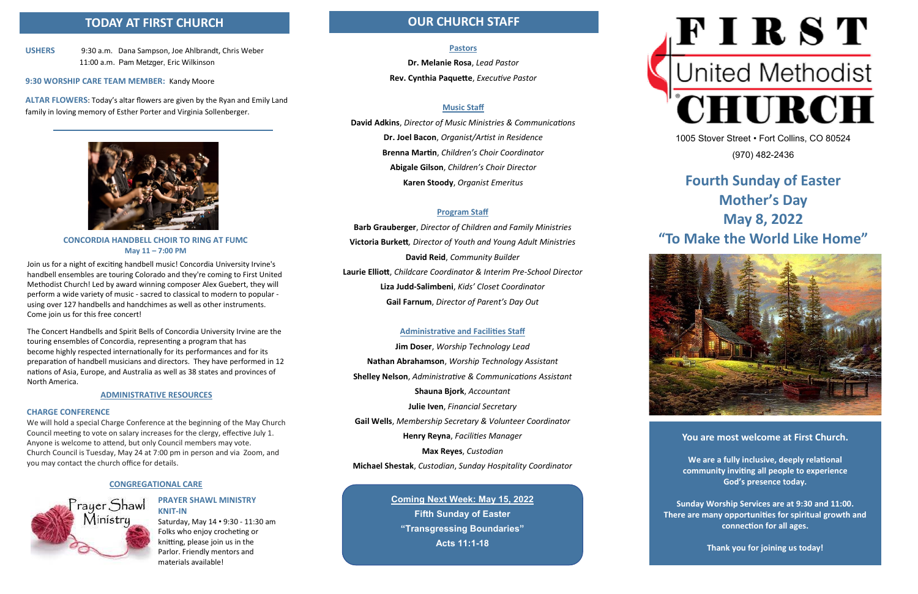## TODAY AT FIRST CHURCH

**USHERS** 9:30 a.m. Dana Sampson, Joe Ahlbrandt, Chris Weber
11:00 a.m. Pam Metzger, Eric Wilkinson

**9:30 WORSHIP CARE TEAM MEMBER:** Kandy Moore

**ALTAR FLOWERS:** Today's altar flowers are given by the Ryan and Emily Land family in loving memory of Esther Porter and Virginia Sollenberger.

**CONCORDIA HANDBELL CHOIR TO RING AT FUMC**
**May 11 – 7:00 PM**

Join us for a night of exciting handbell music! Concordia University Irvine's handbell ensembles are touring Colorado and they're coming to First United Methodist Church! Led by award winning composer Alex Guebert, they will perform a wide variety of music - sacred to classical to modern to popular - using over 127 handbells and handchimes as well as other instruments. Come join us for this free concert!

The Concert Handbells and Spirit Bells of Concordia University Irvine are the touring ensembles of Concordia, representing a program that has become highly respected internationally for its performances and for its preparation of handbell musicians and directors. They have performed in 12 nations of Asia, Europe, and Australia as well as 38 states and provinces of North America.

### ADMINISTRATIVE RESOURCES

**CHARGE CONFERENCE**

We will hold a special Charge Conference at the beginning of the May Church Council meeting to vote on salary increases for the clergy, effective July 1. Anyone is welcome to attend, but only Council members may vote. Church Council is Tuesday, May 24 at 7:00 pm in person and via Zoom, and you may contact the church office for details.

### CONGREGATIONAL CARE

Prayer Shawl Ministry

**PRAYER SHAWL MINISTRY KNIT-IN**

Saturday, May 14 • 9:30 - 11:30 am
Folks who enjoy crocheting or knitting, please join us in the Parlor. Friendly mentors and materials available!

## OUR CHURCH STAFF

**Pastors**

**Dr. Melanie Rosa**, *Lead Pastor*
**Rev. Cynthia Paquette**, *Executive Pastor*

**Music Staff**

**David Adkins**, *Director of Music Ministries & Communications*
**Dr. Joel Bacon**, *Organist/Artist in Residence*
**Brenna Martin**, *Children's Choir Coordinator*
**Abigale Gilson**, *Children's Choir Director*
**Karen Stoody**, *Organist Emeritus*

**Program Staff**

**Barb Grauberger**, *Director of Children and Family Ministries*
**Victoria Burkett**, *Director of Youth and Young Adult Ministries*
**David Reid**, *Community Builder*
**Laurie Elliott**, *Childcare Coordinator & Interim Pre-School Director*
**Liza Judd-Salimbeni**, *Kids' Closet Coordinator*
**Gail Farnum**, *Director of Parent's Day Out*

**Administrative and Facilities Staff**

**Jim Doser**, *Worship Technology Lead*
**Nathan Abrahamson**, *Worship Technology Assistant*
**Shelley Nelson**, *Administrative & Communications Assistant*
**Shauna Bjork**, *Accountant*
**Julie Iven**, *Financial Secretary*
**Gail Wells**, *Membership Secretary & Volunteer Coordinator*
**Henry Reyna**, *Facilities Manager*
**Max Reyes**, *Custodian*
**Michael Shestak**, *Custodian, Sunday Hospitality Coordinator*

**Coming Next Week: May 15, 2022**
**Fifth Sunday of Easter**
**"Transgressing Boundaries"**
**Acts 11:1-18**

# FIRST United Methodist CHURCH

1005 Stover Street • Fort Collins, CO 80524
(970) 482-2436

## Fourth Sunday of Easter
## Mother's Day
## May 8, 2022
## "To Make the World Like Home"

**You are most welcome at First Church.**

**We are a fully inclusive, deeply relational community inviting all people to experience God's presence today.**

**Sunday Worship Services are at 9:30 and 11:00. There are many opportunities for spiritual growth and connection for all ages.**

**Thank you for joining us today!**